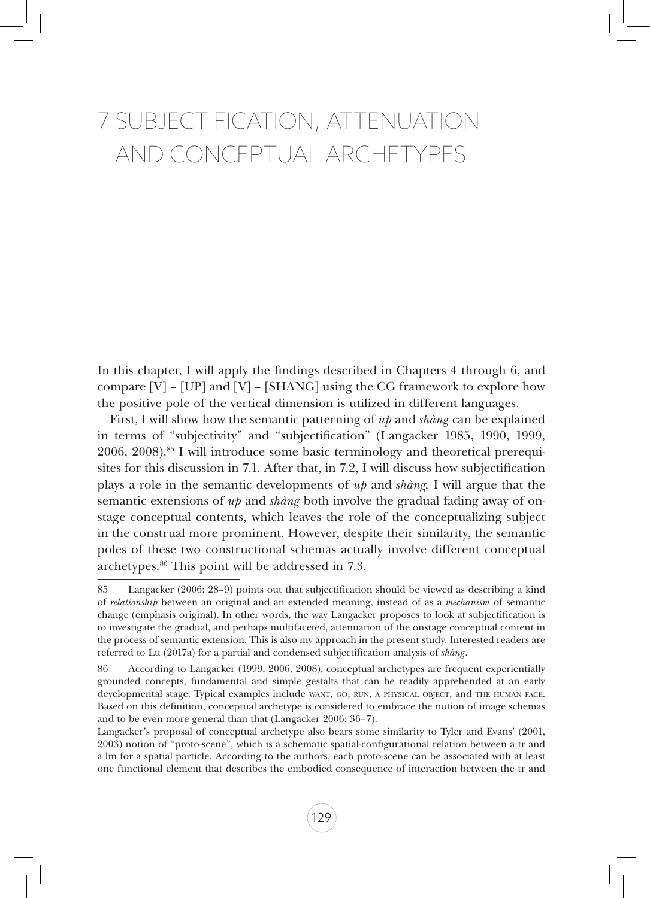# 7 SUBJECTIFICATION, ATTENUATION AND CONCEPTUAL ARCHETYPES

In this chapter, I will apply the findings described in Chapters 4 through 6, and compare [V] – [UP] and [V] – [SHANG] using the CG framework to explore how the positive pole of the vertical dimension is utilized in different languages.

First, I will show how the semantic patterning of *up* and *shàng* can be explained in terms of "subjectivity" and "subjectification" (Langacker 1985, 1990, 1999, 2006, 2008).[85] I will introduce some basic terminology and theoretical prerequisites for this discussion in 7.1. After that, in 7.2, I will discuss how subjectification plays a role in the semantic developments of *up* and *shàng*, I will argue that the semantic extensions of *up* and *shàng* both involve the gradual fading away of onstage conceptual contents, which leaves the role of the conceptualizing subject in the construal more prominent. However, despite their similarity, the semantic poles of these two constructional schemas actually involve different conceptual archetypes.[86] This point will be addressed in 7.3.

85 Langacker (2006: 28–9) points out that subjectification should be viewed as describing a kind of *relationship* between an original and an extended meaning, instead of as a *mechanism* of semantic change (emphasis original). In other words, the way Langacker proposes to look at subjectification is to investigate the gradual, and perhaps multifaceted, attenuation of the onstage conceptual content in the process of semantic extension. This is also my approach in the present study. Interested readers are referred to Lu (2017a) for a partial and condensed subjectification analysis of *shàng*.

86 According to Langacker (1999, 2006, 2008), conceptual archetypes are frequent experientially grounded concepts, fundamental and simple gestalts that can be readily apprehended at an early developmental stage. Typical examples include WANT, GO, RUN, A PHYSICAL OBJECT, and THE HUMAN FACE. Based on this definition, conceptual archetype is considered to embrace the notion of image schemas and to be even more general than that (Langacker 2006: 36–7).

Langacker's proposal of conceptual archetype also bears some similarity to Tyler and Evans' (2001, 2003) notion of "proto-scene", which is a schematic spatial-configurational relation between a tr and a lm for a spatial particle. According to the authors, each proto-scene can be associated with at least one functional element that describes the embodied consequence of interaction between the tr and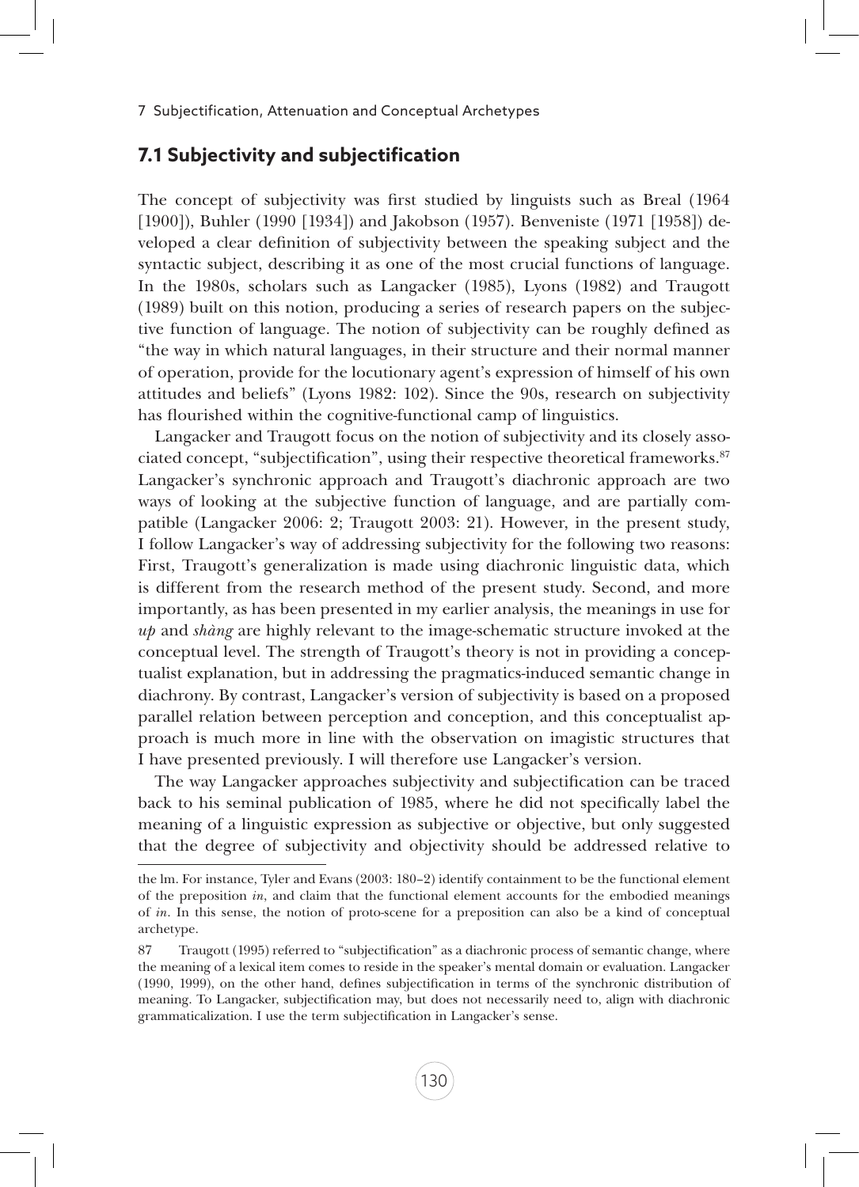## 7.1 Subjectivity and subjectification

The concept of subjectivity was first studied by linguists such as Breal (1964 [1900]), Buhler (1990 [1934]) and Jakobson (1957). Benveniste (1971 [1958]) developed a clear definition of subjectivity between the speaking subject and the syntactic subject, describing it as one of the most crucial functions of language. In the 1980s, scholars such as Langacker (1985), Lyons (1982) and Traugott (1989) built on this notion, producing a series of research papers on the subjective function of language. The notion of subjectivity can be roughly defined as "the way in which natural languages, in their structure and their normal manner of operation, provide for the locutionary agent's expression of himself of his own attitudes and beliefs" (Lyons 1982: 102). Since the 90s, research on subjectivity has flourished within the cognitive-functional camp of linguistics.

Langacker and Traugott focus on the notion of subjectivity and its closely associated concept, "subjectification", using their respective theoretical frameworks.[87] Langacker's synchronic approach and Traugott's diachronic approach are two ways of looking at the subjective function of language, and are partially compatible (Langacker 2006: 2; Traugott 2003: 21). However, in the present study, I follow Langacker's way of addressing subjectivity for the following two reasons: First, Traugott's generalization is made using diachronic linguistic data, which is different from the research method of the present study. Second, and more importantly, as has been presented in my earlier analysis, the meanings in use for *up* and *shàng* are highly relevant to the image-schematic structure invoked at the conceptual level. The strength of Traugott's theory is not in providing a conceptualist explanation, but in addressing the pragmatics-induced semantic change in diachrony. By contrast, Langacker's version of subjectivity is based on a proposed parallel relation between perception and conception, and this conceptualist approach is much more in line with the observation on imagistic structures that I have presented previously. I will therefore use Langacker's version.

The way Langacker approaches subjectivity and subjectification can be traced back to his seminal publication of 1985, where he did not specifically label the meaning of a linguistic expression as subjective or objective, but only suggested that the degree of subjectivity and objectivity should be addressed relative to

---

the lm. For instance, Tyler and Evans (2003: 180–2) identify containment to be the functional element of the preposition *in*, and claim that the functional element accounts for the embodied meanings of *in*. In this sense, the notion of proto-scene for a preposition can also be a kind of conceptual archetype.

87 Traugott (1995) referred to "subjectification" as a diachronic process of semantic change, where the meaning of a lexical item comes to reside in the speaker's mental domain or evaluation. Langacker (1990, 1999), on the other hand, defines subjectification in terms of the synchronic distribution of meaning. To Langacker, subjectification may, but does not necessarily need to, align with diachronic grammaticalization. I use the term subjectification in Langacker's sense.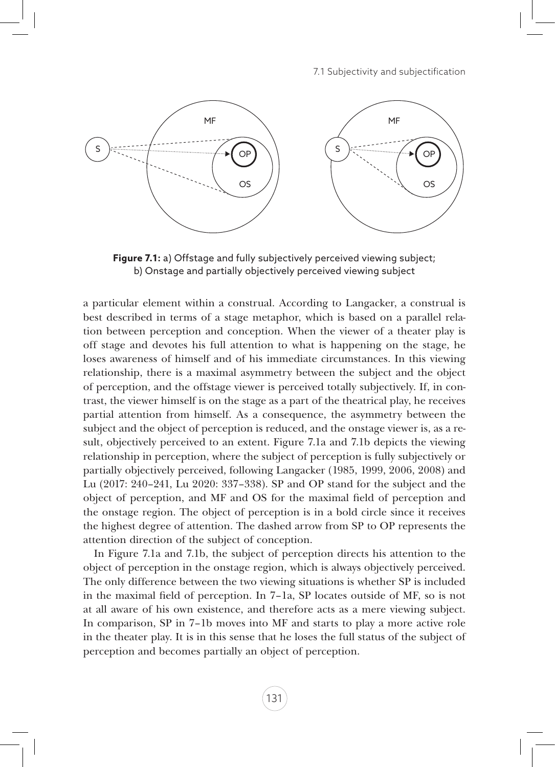**Figure 7.1:** a) Offstage and fully subjectively perceived viewing subject; b) Onstage and partially objectively perceived viewing subject

a particular element within a construal. According to Langacker, a construal is best described in terms of a stage metaphor, which is based on a parallel relation between perception and conception. When the viewer of a theater play is off stage and devotes his full attention to what is happening on the stage, he loses awareness of himself and of his immediate circumstances. In this viewing relationship, there is a maximal asymmetry between the subject and the object of perception, and the offstage viewer is perceived totally subjectively. If, in contrast, the viewer himself is on the stage as a part of the theatrical play, he receives partial attention from himself. As a consequence, the asymmetry between the subject and the object of perception is reduced, and the onstage viewer is, as a result, objectively perceived to an extent. Figure 7.1a and 7.1b depicts the viewing relationship in perception, where the subject of perception is fully subjectively or partially objectively perceived, following Langacker (1985, 1999, 2006, 2008) and Lu (2017: 240–241, Lu 2020: 337–338). SP and OP stand for the subject and the object of perception, and MF and OS for the maximal field of perception and the onstage region. The object of perception is in a bold circle since it receives the highest degree of attention. The dashed arrow from SP to OP represents the attention direction of the subject of conception.

In Figure 7.1a and 7.1b, the subject of perception directs his attention to the object of perception in the onstage region, which is always objectively perceived. The only difference between the two viewing situations is whether SP is included in the maximal field of perception. In 7–1a, SP locates outside of MF, so is not at all aware of his own existence, and therefore acts as a mere viewing subject. In comparison, SP in 7–1b moves into MF and starts to play a more active role in the theater play. It is in this sense that he loses the full status of the subject of perception and becomes partially an object of perception.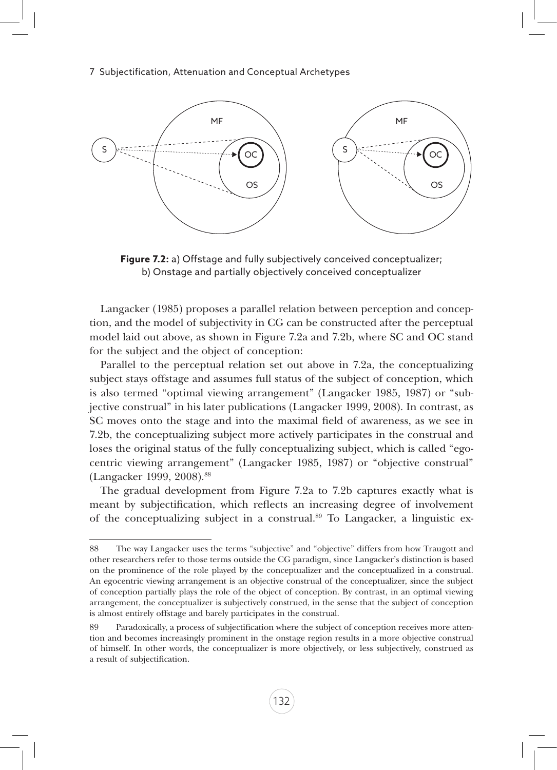**Figure 7.2:** a) Offstage and fully subjectively conceived conceptualizer; b) Onstage and partially objectively conceived conceptualizer

Langacker (1985) proposes a parallel relation between perception and conception, and the model of subjectivity in CG can be constructed after the perceptual model laid out above, as shown in Figure 7.2a and 7.2b, where SC and OC stand for the subject and the object of conception:

Parallel to the perceptual relation set out above in 7.2a, the conceptualizing subject stays offstage and assumes full status of the subject of conception, which is also termed "optimal viewing arrangement" (Langacker 1985, 1987) or "subjective construal" in his later publications (Langacker 1999, 2008). In contrast, as SC moves onto the stage and into the maximal field of awareness, as we see in 7.2b, the conceptualizing subject more actively participates in the construal and loses the original status of the fully conceptualizing subject, which is called "egocentric viewing arrangement" (Langacker 1985, 1987) or "objective construal" (Langacker 1999, 2008).[88]

The gradual development from Figure 7.2a to 7.2b captures exactly what is meant by subjectification, which reflects an increasing degree of involvement of the conceptualizing subject in a construal.[89] To Langacker, a linguistic ex-

---

88 The way Langacker uses the terms "subjective" and "objective" differs from how Traugott and other researchers refer to those terms outside the CG paradigm, since Langacker's distinction is based on the prominence of the role played by the conceptualizer and the conceptualized in a construal. An egocentric viewing arrangement is an objective construal of the conceptualizer, since the subject of conception partially plays the role of the object of conception. By contrast, in an optimal viewing arrangement, the conceptualizer is subjectively construed, in the sense that the subject of conception is almost entirely offstage and barely participates in the construal.

89 Paradoxically, a process of subjectification where the subject of conception receives more attention and becomes increasingly prominent in the onstage region results in a more objective construal of himself. In other words, the conceptualizer is more objectively, or less subjectively, construed as a result of subjectification.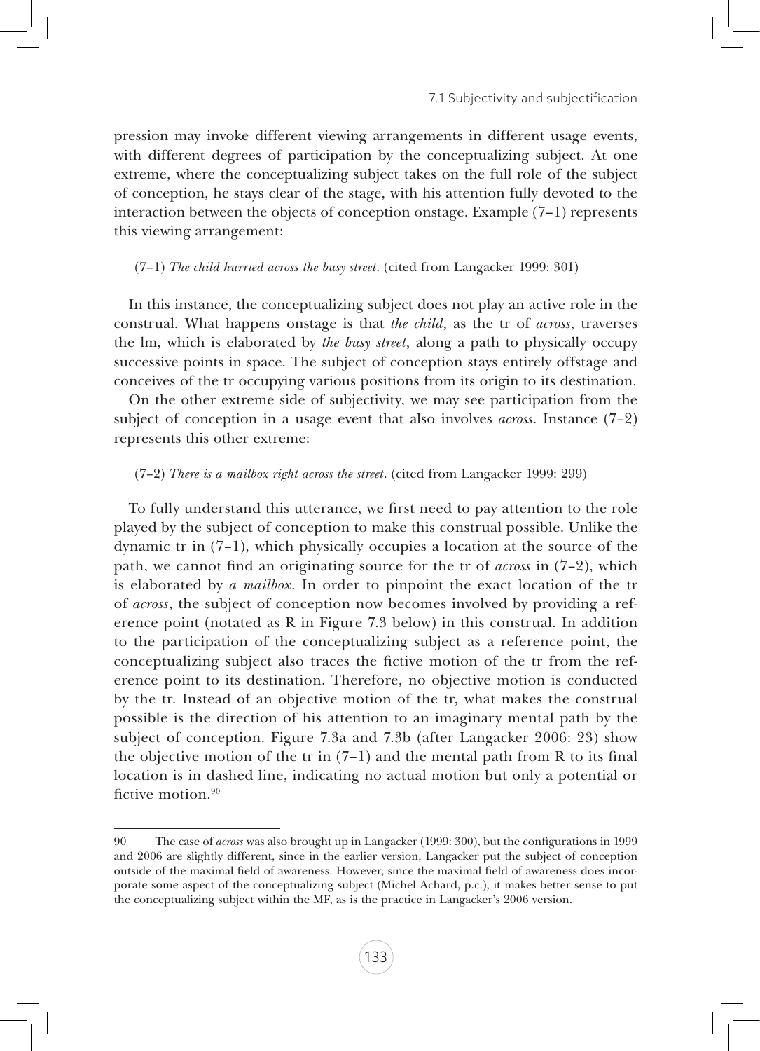pression may invoke different viewing arrangements in different usage events, with different degrees of participation by the conceptualizing subject. At one extreme, where the conceptualizing subject takes on the full role of the subject of conception, he stays clear of the stage, with his attention fully devoted to the interaction between the objects of conception onstage. Example (7–1) represents this viewing arrangement:

(7–1) *The child hurried across the busy street.* (cited from Langacker 1999: 301)

In this instance, the conceptualizing subject does not play an active role in the construal. What happens onstage is that *the child*, as the tr of *across*, traverses the lm, which is elaborated by *the busy street*, along a path to physically occupy successive points in space. The subject of conception stays entirely offstage and conceives of the tr occupying various positions from its origin to its destination.

On the other extreme side of subjectivity, we may see participation from the subject of conception in a usage event that also involves *across*. Instance (7–2) represents this other extreme:

(7–2) *There is a mailbox right across the street.* (cited from Langacker 1999: 299)

To fully understand this utterance, we first need to pay attention to the role played by the subject of conception to make this construal possible. Unlike the dynamic tr in (7–1), which physically occupies a location at the source of the path, we cannot find an originating source for the tr of *across* in (7–2), which is elaborated by *a mailbox*. In order to pinpoint the exact location of the tr of *across*, the subject of conception now becomes involved by providing a reference point (notated as R in Figure 7.3 below) in this construal. In addition to the participation of the conceptualizing subject as a reference point, the conceptualizing subject also traces the fictive motion of the tr from the reference point to its destination. Therefore, no objective motion is conducted by the tr. Instead of an objective motion of the tr, what makes the construal possible is the direction of his attention to an imaginary mental path by the subject of conception. Figure 7.3a and 7.3b (after Langacker 2006: 23) show the objective motion of the tr in (7–1) and the mental path from R to its final location is in dashed line, indicating no actual motion but only a potential or fictive motion.[90]

---

90 The case of *across* was also brought up in Langacker (1999: 300), but the configurations in 1999 and 2006 are slightly different, since in the earlier version, Langacker put the subject of conception outside of the maximal field of awareness. However, since the maximal field of awareness does incorporate some aspect of the conceptualizing subject (Michel Achard, p.c.), it makes better sense to put the conceptualizing subject within the MF, as is the practice in Langacker's 2006 version.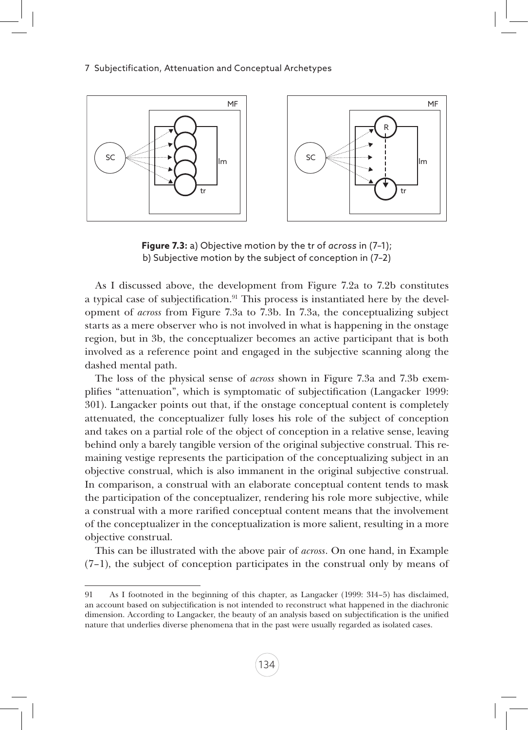**Figure 7.3:** a) Objective motion by the tr of *across* in (7–1); b) Subjective motion by the subject of conception in (7–2)

As I discussed above, the development from Figure 7.2a to 7.2b constitutes a typical case of subjectification.[91] This process is instantiated here by the development of *across* from Figure 7.3a to 7.3b. In 7.3a, the conceptualizing subject starts as a mere observer who is not involved in what is happening in the onstage region, but in 3b, the conceptualizer becomes an active participant that is both involved as a reference point and engaged in the subjective scanning along the dashed mental path.

The loss of the physical sense of *across* shown in Figure 7.3a and 7.3b exemplifies "attenuation", which is symptomatic of subjectification (Langacker 1999: 301). Langacker points out that, if the onstage conceptual content is completely attenuated, the conceptualizer fully loses his role of the subject of conception and takes on a partial role of the object of conception in a relative sense, leaving behind only a barely tangible version of the original subjective construal. This remaining vestige represents the participation of the conceptualizing subject in an objective construal, which is also immanent in the original subjective construal. In comparison, a construal with an elaborate conceptual content tends to mask the participation of the conceptualizer, rendering his role more subjective, while a construal with a more rarified conceptual content means that the involvement of the conceptualizer in the conceptualization is more salient, resulting in a more objective construal.

This can be illustrated with the above pair of *across*. On one hand, in Example (7–1), the subject of conception participates in the construal only by means of

91 As I footnoted in the beginning of this chapter, as Langacker (1999: 314–5) has disclaimed, an account based on subjectification is not intended to reconstruct what happened in the diachronic dimension. According to Langacker, the beauty of an analysis based on subjectification is the unified nature that underlies diverse phenomena that in the past were usually regarded as isolated cases.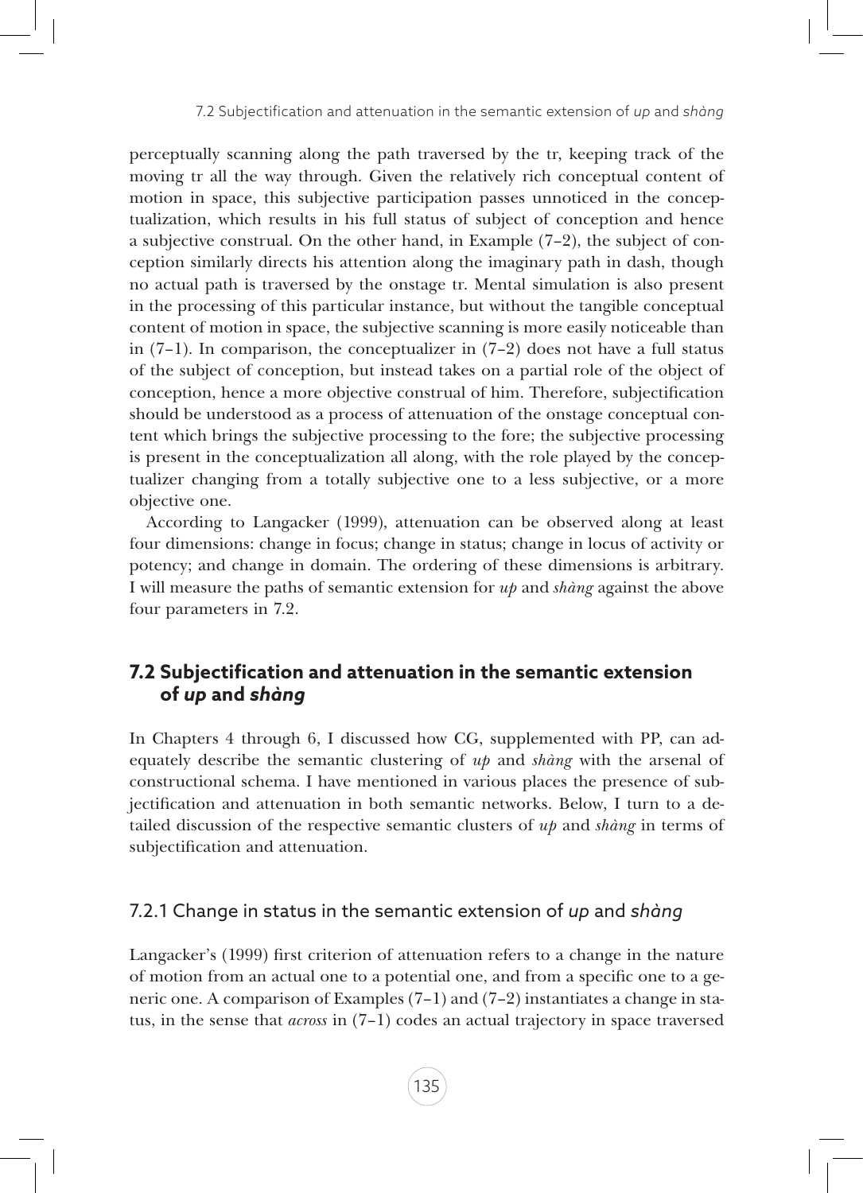perceptually scanning along the path traversed by the tr, keeping track of the moving tr all the way through. Given the relatively rich conceptual content of motion in space, this subjective participation passes unnoticed in the conceptualization, which results in his full status of subject of conception and hence a subjective construal. On the other hand, in Example (7–2), the subject of conception similarly directs his attention along the imaginary path in dash, though no actual path is traversed by the onstage tr. Mental simulation is also present in the processing of this particular instance, but without the tangible conceptual content of motion in space, the subjective scanning is more easily noticeable than in (7–1). In comparison, the conceptualizer in (7–2) does not have a full status of the subject of conception, but instead takes on a partial role of the object of conception, hence a more objective construal of him. Therefore, subjectification should be understood as a process of attenuation of the onstage conceptual content which brings the subjective processing to the fore; the subjective processing is present in the conceptualization all along, with the role played by the conceptualizer changing from a totally subjective one to a less subjective, or a more objective one.

According to Langacker (1999), attenuation can be observed along at least four dimensions: change in focus; change in status; change in locus of activity or potency; and change in domain. The ordering of these dimensions is arbitrary. I will measure the paths of semantic extension for *up* and *shàng* against the above four parameters in 7.2.

## 7.2 Subjectification and attenuation in the semantic extension of *up* and *shàng*

In Chapters 4 through 6, I discussed how CG, supplemented with PP, can adequately describe the semantic clustering of *up* and *shàng* with the arsenal of constructional schema. I have mentioned in various places the presence of subjectification and attenuation in both semantic networks. Below, I turn to a detailed discussion of the respective semantic clusters of *up* and *shàng* in terms of subjectification and attenuation.

### 7.2.1 Change in status in the semantic extension of *up* and *shàng*

Langacker's (1999) first criterion of attenuation refers to a change in the nature of motion from an actual one to a potential one, and from a specific one to a generic one. A comparison of Examples (7–1) and (7–2) instantiates a change in status, in the sense that *across* in (7–1) codes an actual trajectory in space traversed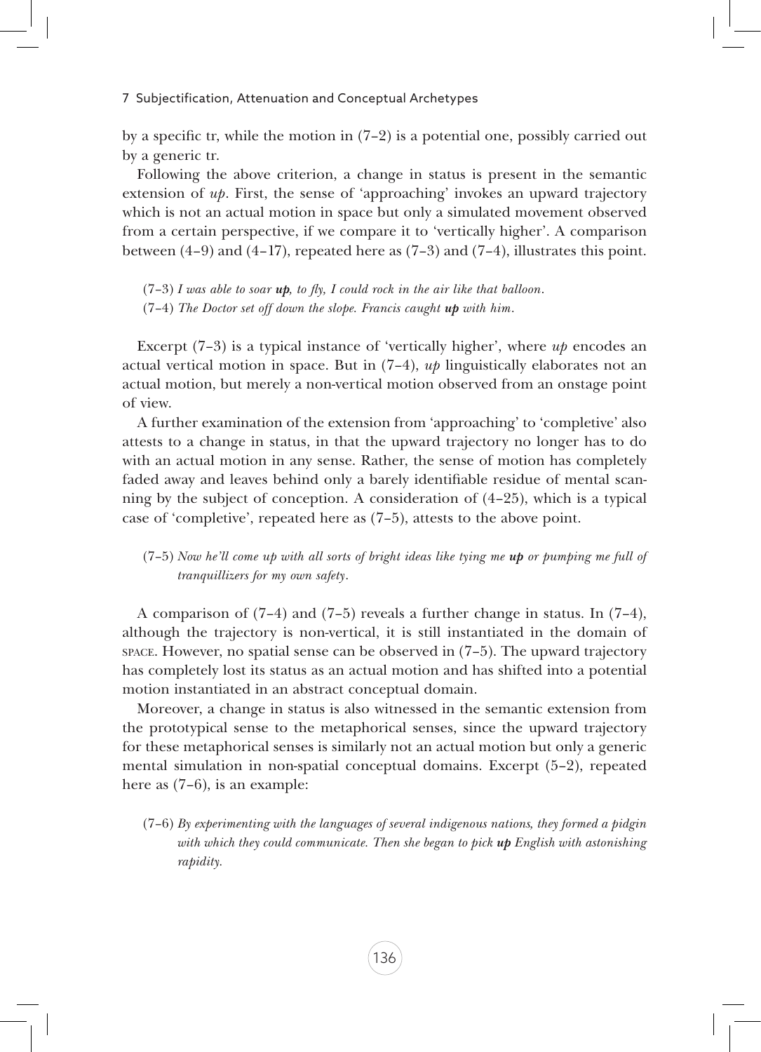by a specific tr, while the motion in (7–2) is a potential one, possibly carried out by a generic tr.

Following the above criterion, a change in status is present in the semantic extension of *up*. First, the sense of 'approaching' invokes an upward trajectory which is not an actual motion in space but only a simulated movement observed from a certain perspective, if we compare it to 'vertically higher'. A comparison between (4–9) and (4–17), repeated here as (7–3) and (7–4), illustrates this point.

(7–3) *I was able to soar **up**, to fly, I could rock in the air like that balloon.*
(7–4) *The Doctor set off down the slope. Francis caught **up** with him.*

Excerpt (7–3) is a typical instance of 'vertically higher', where *up* encodes an actual vertical motion in space. But in (7–4), *up* linguistically elaborates not an actual motion, but merely a non-vertical motion observed from an onstage point of view.

A further examination of the extension from 'approaching' to 'completive' also attests to a change in status, in that the upward trajectory no longer has to do with an actual motion in any sense. Rather, the sense of motion has completely faded away and leaves behind only a barely identifiable residue of mental scanning by the subject of conception. A consideration of (4–25), which is a typical case of 'completive', repeated here as (7–5), attests to the above point.

(7–5) *Now he'll come up with all sorts of bright ideas like tying me **up** or pumping me full of tranquillizers for my own safety.*

A comparison of (7–4) and (7–5) reveals a further change in status. In (7–4), although the trajectory is non-vertical, it is still instantiated in the domain of SPACE. However, no spatial sense can be observed in (7–5). The upward trajectory has completely lost its status as an actual motion and has shifted into a potential motion instantiated in an abstract conceptual domain.

Moreover, a change in status is also witnessed in the semantic extension from the prototypical sense to the metaphorical senses, since the upward trajectory for these metaphorical senses is similarly not an actual motion but only a generic mental simulation in non-spatial conceptual domains. Excerpt (5–2), repeated here as (7–6), is an example:

(7–6) *By experimenting with the languages of several indigenous nations, they formed a pidgin with which they could communicate. Then she began to pick **up** English with astonishing rapidity.*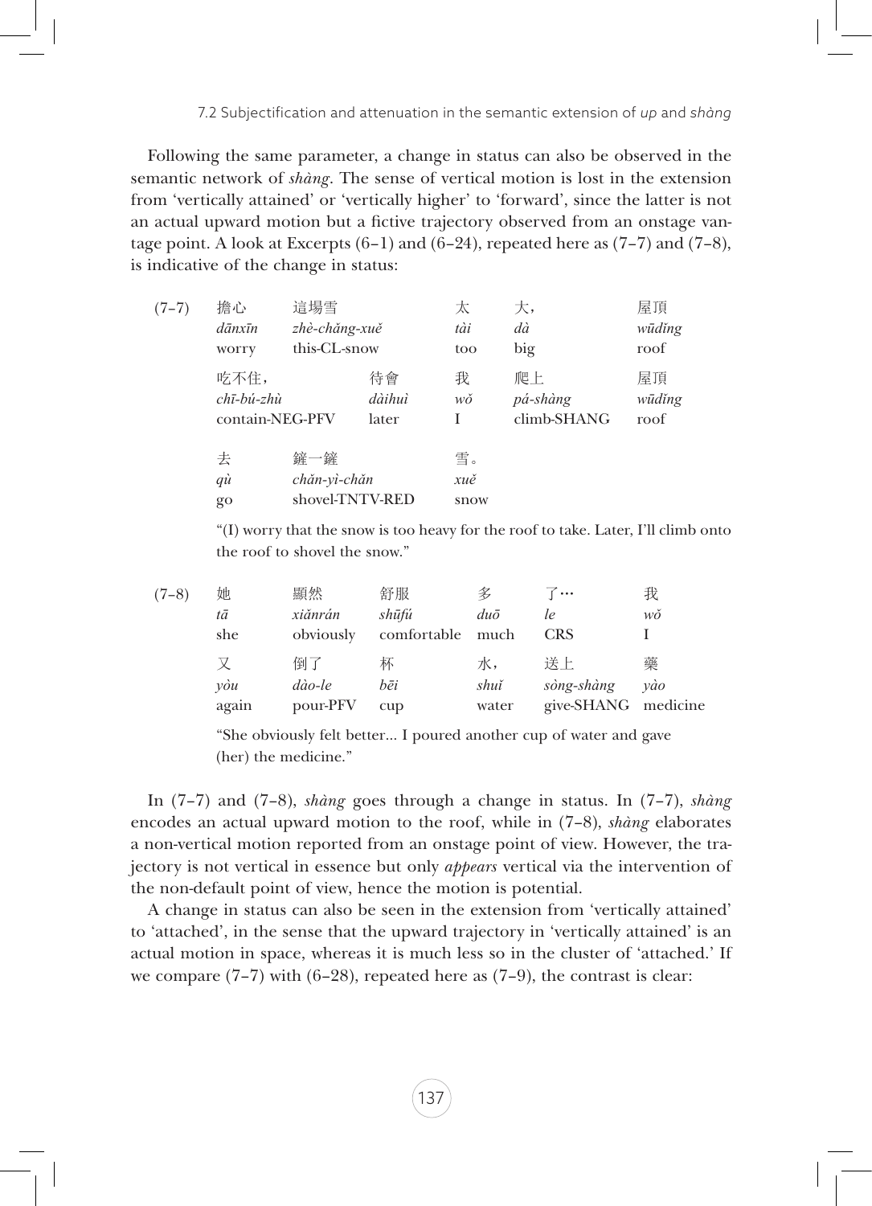Following the same parameter, a change in status can also be observed in the semantic network of *shàng*. The sense of vertical motion is lost in the extension from 'vertically attained' or 'vertically higher' to 'forward', since the latter is not an actual upward motion but a fictive trajectory observed from an onstage vantage point. A look at Excerpts (6–1) and (6–24), repeated here as (7–7) and (7–8), is indicative of the change in status:

(7–7)

| 擔心 | 這場雪 | | 太 | 大， | 屋頂 |
|---|---|---|---|---|---|
| *dānxīn* | *zhè-chǎng-xuě* | | *tài* | *dà* | *wūdǐng* |
| worry | this-CL-snow | | too | big | roof |
| 吃不住， | | 待會 | 我 | 爬上 | 屋頂 |
| *chī-bú-zhù* | | *dàihuì* | *wǒ* | *pá-shàng* | *wūdǐng* |
| contain-NEG-PFV | | later | I | climb-SHANG | roof |
| 去 | 鏟一鏟 | | 雪。 | | |
| *qù* | *chǎn-yì-chǎn* | | *xuě* | | |
| go | shovel-TNTV-RED | | snow | | |

"(I) worry that the snow is too heavy for the roof to take. Later, I'll climb onto the roof to shovel the snow."

(7–8)

| 她 | 顯然 | 舒服 | 多 | 了… | 我 |
|---|---|---|---|---|---|
| *tā* | *xiǎnrán* | *shūfú* | *duō* | *le* | *wǒ* |
| she | obviously | comfortable | much | CRS | I |
| 又 | 倒了 | 杯 | 水， | 送上 | 藥 |
| *yòu* | *dào-le* | *bēi* | *shuǐ* | *sòng-shàng* | *yào* |
| again | pour-PFV | cup | water | give-SHANG | medicine |

"She obviously felt better... I poured another cup of water and gave (her) the medicine."

In (7–7) and (7–8), *shàng* goes through a change in status. In (7–7), *shàng* encodes an actual upward motion to the roof, while in (7–8), *shàng* elaborates a non-vertical motion reported from an onstage point of view. However, the trajectory is not vertical in essence but only *appears* vertical via the intervention of the non-default point of view, hence the motion is potential.

A change in status can also be seen in the extension from 'vertically attained' to 'attached', in the sense that the upward trajectory in 'vertically attained' is an actual motion in space, whereas it is much less so in the cluster of 'attached.' If we compare (7–7) with (6–28), repeated here as (7–9), the contrast is clear: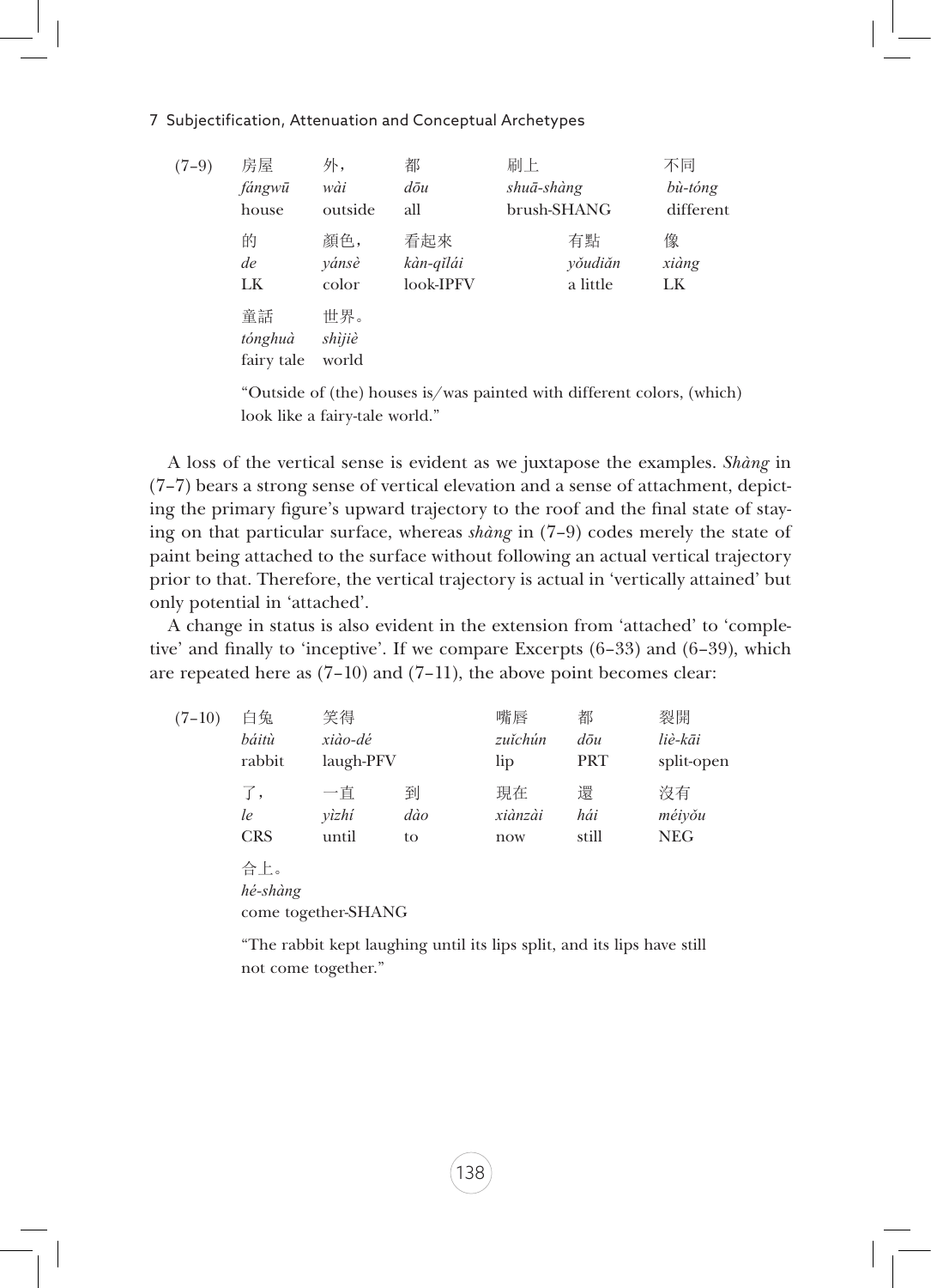(7–9)

| 房屋 | 外， | 都 | 刷上 | 不同 |
|---|---|---|---|---|
| *fángwū* | *wài* | *dōu* | *shuā-shàng* | *bù-tóng* |
| house | outside | all | brush-SHANG | different |
| 的 | 顏色， | 看起來 | 有點 | 像 |
| *de* | *yánsè* | *kàn-qǐlái* | *yǒudiǎn* | *xiàng* |
| LK | color | look-IPFV | a little | LK |
| 童話 | 世界。 | | | |
| *tónghuà* | *shìjiè* | | | |
| fairy tale | world | | | |

"Outside of (the) houses is/was painted with different colors, (which) look like a fairy-tale world."

A loss of the vertical sense is evident as we juxtapose the examples. *Shàng* in (7–7) bears a strong sense of vertical elevation and a sense of attachment, depicting the primary figure's upward trajectory to the roof and the final state of staying on that particular surface, whereas *shàng* in (7–9) codes merely the state of paint being attached to the surface without following an actual vertical trajectory prior to that. Therefore, the vertical trajectory is actual in 'vertically attained' but only potential in 'attached'.

A change in status is also evident in the extension from 'attached' to 'completive' and finally to 'inceptive'. If we compare Excerpts (6–33) and (6–39), which are repeated here as (7–10) and (7–11), the above point becomes clear:

(7–10)

| 白兔 | 笑得 | | 嘴唇 | 都 | 裂開 |
|---|---|---|---|---|---|
| *báitù* | *xiào-dé* | | *zuǐchún* | *dōu* | *liè-kāi* |
| rabbit | laugh-PFV | | lip | PRT | split-open |
| 了， | 一直 | 到 | 現在 | 還 | 沒有 |
| *le* | *yìzhí* | *dào* | *xiànzài* | *hái* | *méiyǒu* |
| CRS | until | to | now | still | NEG |
| 合上。 | | | | | |
| *hé-shàng* | | | | | |
| come together-SHANG | | | | | |

"The rabbit kept laughing until its lips split, and its lips have still not come together."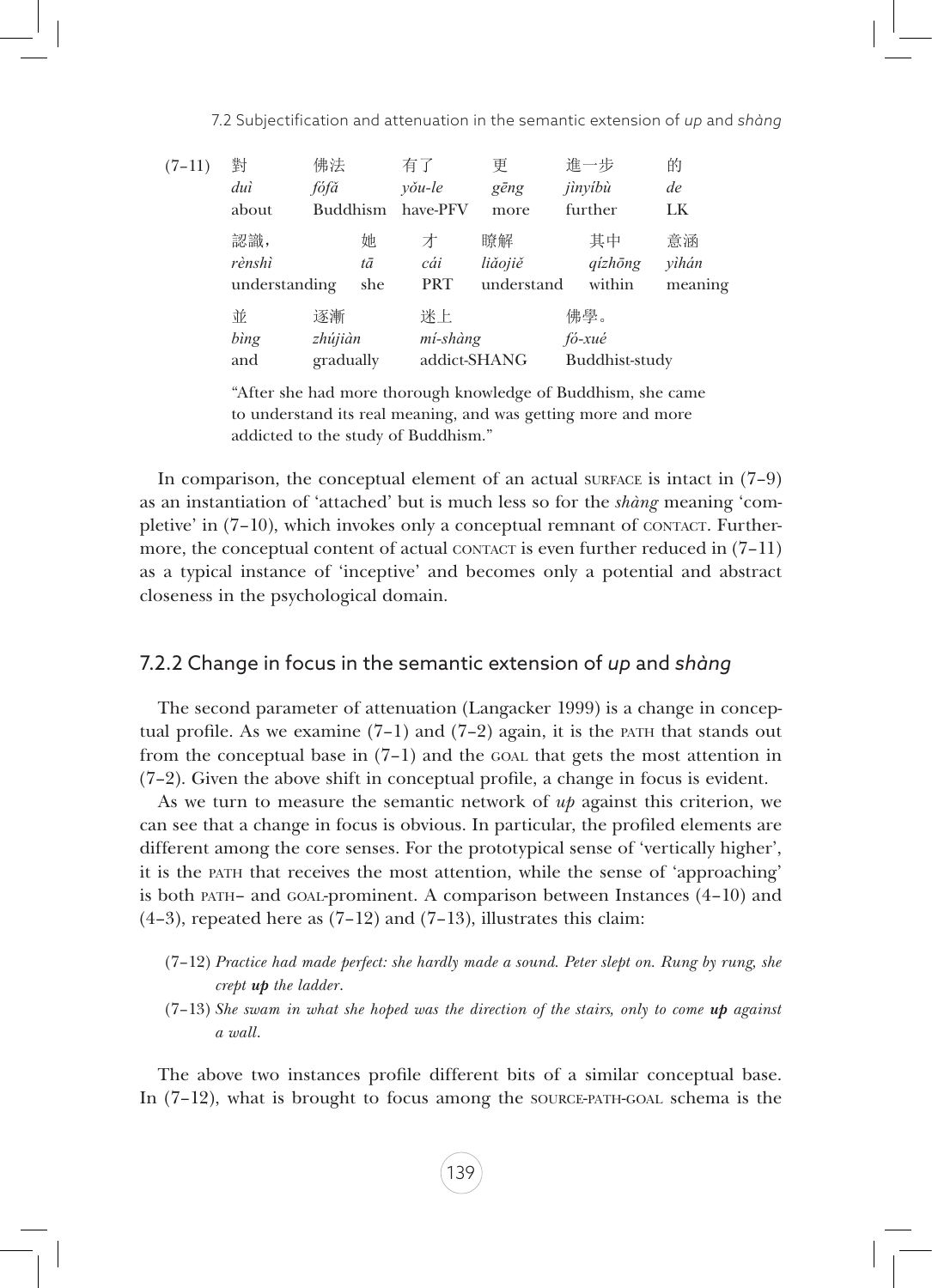(7–11)

| 對 | 佛法 | 有了 | 更 | 進一步 | 的 |
|---|---|---|---|---|---|
| *duì* | *fófǎ* | *yǒu-le* | *gēng* | *jìnyíbù* | *de* |
| about | Buddhism | have-PFV | more | further | LK |

| 認識， | 她 | 才 | 瞭解 | 其中 | 意涵 |
|---|---|---|---|---|---|
| *rènshì* | *tā* | *cái* | *liǎojiě* | *qízhōng* | *yìhán* |
| understanding | she | PRT | understand | within | meaning |

| 並 | 逐漸 | 迷上 | 佛學。 |
|---|---|---|---|
| *bìng* | *zhújiàn* | *mí-shàng* | *fó-xué* |
| and | gradually | addict-SHANG | Buddhist-study |

"After she had more thorough knowledge of Buddhism, she came to understand its real meaning, and was getting more and more addicted to the study of Buddhism."

In comparison, the conceptual element of an actual SURFACE is intact in (7–9) as an instantiation of 'attached' but is much less so for the *shàng* meaning 'completive' in (7–10), which invokes only a conceptual remnant of CONTACT. Furthermore, the conceptual content of actual CONTACT is even further reduced in (7–11) as a typical instance of 'inceptive' and becomes only a potential and abstract closeness in the psychological domain.

### 7.2.2 Change in focus in the semantic extension of *up* and *shàng*

The second parameter of attenuation (Langacker 1999) is a change in conceptual profile. As we examine (7–1) and (7–2) again, it is the PATH that stands out from the conceptual base in (7–1) and the GOAL that gets the most attention in (7–2). Given the above shift in conceptual profile, a change in focus is evident.

As we turn to measure the semantic network of *up* against this criterion, we can see that a change in focus is obvious. In particular, the profiled elements are different among the core senses. For the prototypical sense of 'vertically higher', it is the PATH that receives the most attention, while the sense of 'approaching' is both PATH– and GOAL-prominent. A comparison between Instances (4–10) and (4–3), repeated here as (7–12) and (7–13), illustrates this claim:

(7–12) *Practice had made perfect: she hardly made a sound. Peter slept on. Rung by rung, she crept **up** the ladder.*

(7–13) *She swam in what she hoped was the direction of the stairs, only to come **up** against a wall.*

The above two instances profile different bits of a similar conceptual base. In (7–12), what is brought to focus among the SOURCE-PATH-GOAL schema is the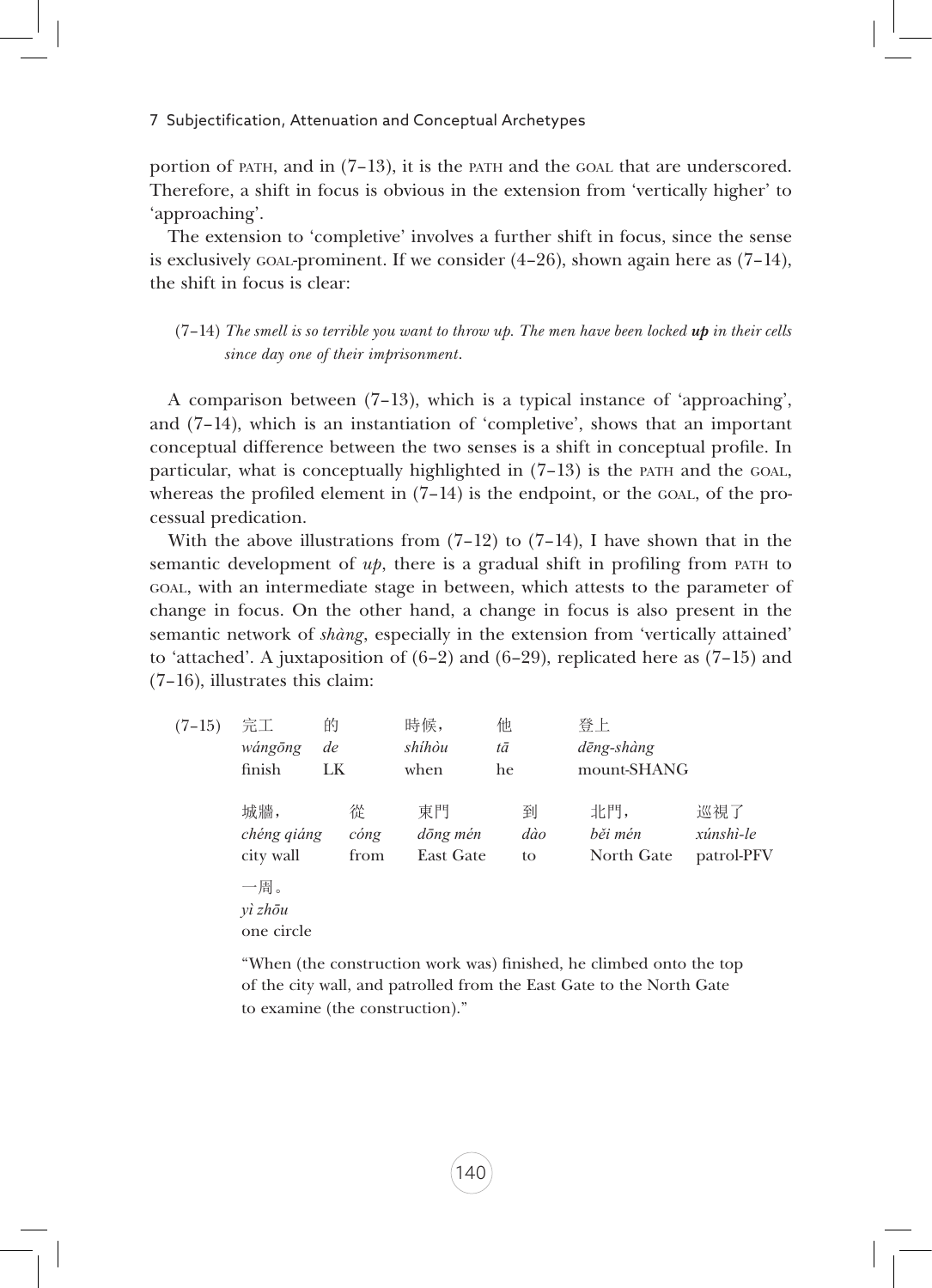portion of PATH, and in (7–13), it is the PATH and the GOAL that are underscored. Therefore, a shift in focus is obvious in the extension from 'vertically higher' to 'approaching'.

The extension to 'completive' involves a further shift in focus, since the sense is exclusively GOAL-prominent. If we consider (4–26), shown again here as (7–14), the shift in focus is clear:

(7–14) *The smell is so terrible you want to throw up. The men have been locked **up** in their cells since day one of their imprisonment.*

A comparison between (7–13), which is a typical instance of 'approaching', and (7–14), which is an instantiation of 'completive', shows that an important conceptual difference between the two senses is a shift in conceptual profile. In particular, what is conceptually highlighted in (7–13) is the PATH and the GOAL, whereas the profiled element in (7–14) is the endpoint, or the GOAL, of the processual predication.

With the above illustrations from (7–12) to (7–14), I have shown that in the semantic development of *up*, there is a gradual shift in profiling from PATH to GOAL, with an intermediate stage in between, which attests to the parameter of change in focus. On the other hand, a change in focus is also present in the semantic network of *shàng*, especially in the extension from 'vertically attained' to 'attached'. A juxtaposition of (6–2) and (6–29), replicated here as (7–15) and (7–16), illustrates this claim:

(7–15)

| 完工 | 的 | 時候， | 他 | 登上 |
|---|---|---|---|---|
| *wángōng* | *de* | *shíhòu* | *tā* | *dēng-shàng* |
| finish | LK | when | he | mount-SHANG |

| 城牆， | 從 | 東門 | 到 | 北門， | 巡視了 |
|---|---|---|---|---|---|
| *chéng qiáng* | *cóng* | *dōng mén* | *dào* | *běi mén* | *xúnshì-le* |
| city wall | from | East Gate | to | North Gate | patrol-PFV |

| 一周。 |
|---|
| *yì zhōu* |
| one circle |

"When (the construction work was) finished, he climbed onto the top of the city wall, and patrolled from the East Gate to the North Gate to examine (the construction)."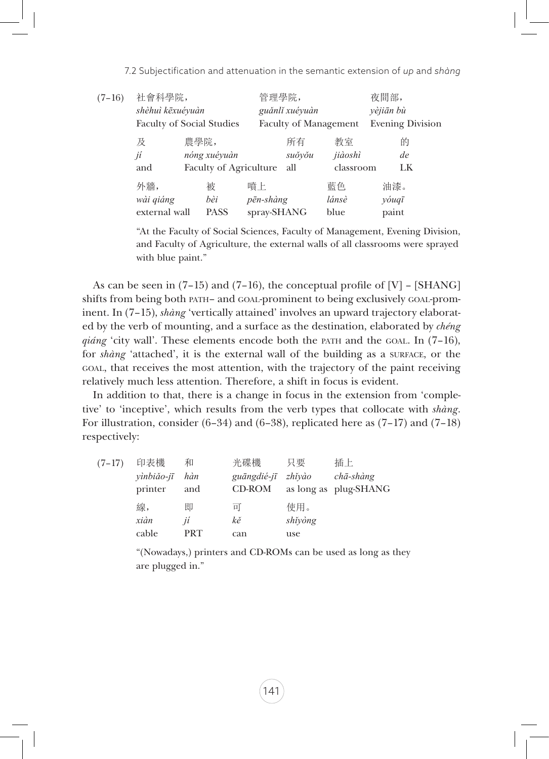(7–16)

| 社會科學院， | | 管理學院， | | 夜間部， |
|---|---|---|---|---|
| *shèhuì kēxuéyuàn* | | *guǎnlǐ xuéyuàn* | | *yèjiān bù* |
| Faculty of Social Studies | | Faculty of Management | | Evening Division |

| 及 | 農學院， | 所有 | 教室 | 的 |
|---|---|---|---|---|
| *jí* | *nóng xuéyuàn* | *suǒyǒu* | *jiàoshì* | *de* |
| and | Faculty of Agriculture | all | classroom | LK |

| 外牆， | 被 | 噴上 | 藍色 | 油漆。 |
|---|---|---|---|---|
| *wài qiáng* | *bèi* | *pēn-shàng* | *lánsè* | *yóuqī* |
| external wall | PASS | spray-SHANG | blue | paint |

"At the Faculty of Social Sciences, Faculty of Management, Evening Division, and Faculty of Agriculture, the external walls of all classrooms were sprayed with blue paint."

As can be seen in (7–15) and (7–16), the conceptual profile of [V] – [SHANG] shifts from being both PATH– and GOAL-prominent to being exclusively GOAL-prominent. In (7–15), *shàng* 'vertically attained' involves an upward trajectory elaborated by the verb of mounting, and a surface as the destination, elaborated by *chéng qiáng* 'city wall'. These elements encode both the PATH and the GOAL. In (7–16), for *shàng* 'attached', it is the external wall of the building as a SURFACE, or the GOAL, that receives the most attention, with the trajectory of the paint receiving relatively much less attention. Therefore, a shift in focus is evident.

In addition to that, there is a change in focus in the extension from 'completive' to 'inceptive', which results from the verb types that collocate with *shàng*. For illustration, consider (6–34) and (6–38), replicated here as (7–17) and (7–18) respectively:

(7–17)

| 印表機 | 和 | 光碟機 | 只要 | 插上 |
|---|---|---|---|---|
| *yìnbiǎo-jī* | *hàn* | *guāngdié-jī* | *zhǐyào* | *chā-shàng* |
| printer | and | CD-ROM | as long as | plug-SHANG |

| 線， | 即 | 可 | 使用。 |
|---|---|---|---|
| *xiàn* | *jí* | *kě* | *shǐyòng* |
| cable | PRT | can | use |

"(Nowadays,) printers and CD-ROMs can be used as long as they are plugged in."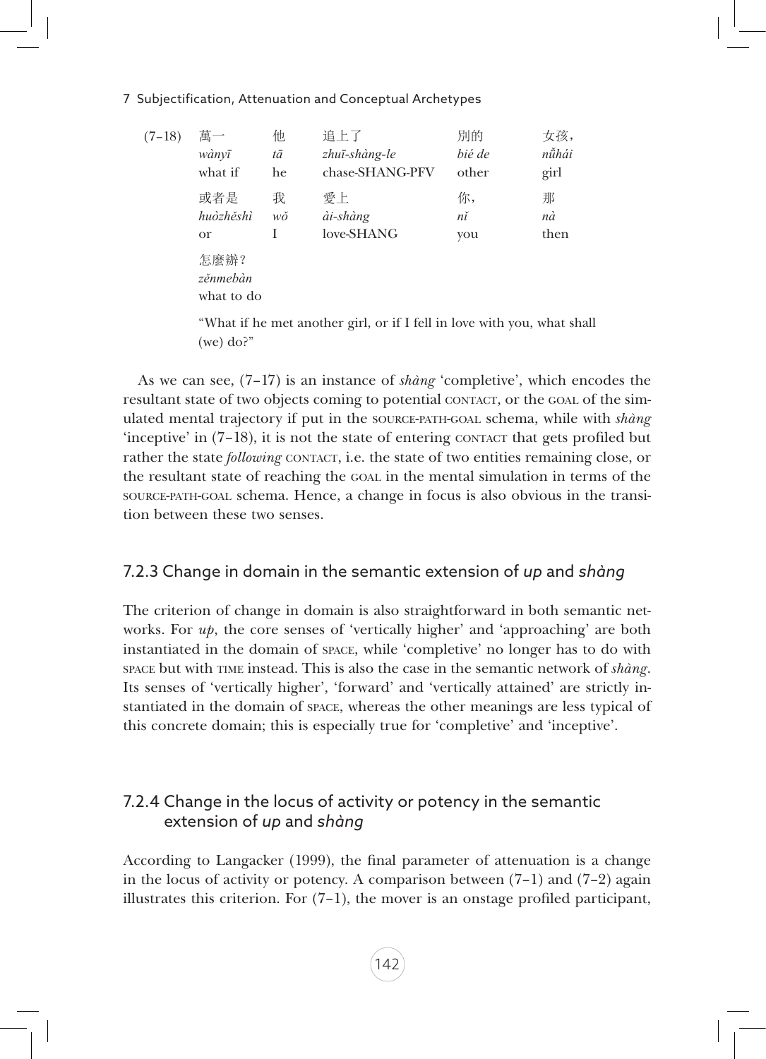(7–18)

| 萬一 | 他 | 追上了 | 別的 | 女孩， |
|---|---|---|---|---|
| *wànyī* | *tā* | *zhuī-shàng-le* | *bié de* | *nǚhái* |
| what if | he | chase-SHANG-PFV | other | girl |
| 或者是 | 我 | 愛上 | 你， | 那 |
| *huòzhěshì* | *wǒ* | *ài-shàng* | *nǐ* | *nà* |
| or | I | love-SHANG | you | then |
| 怎麼辦？ | | | | |
| *zěnmebàn* | | | | |
| what to do | | | | |

"What if he met another girl, or if I fell in love with you, what shall (we) do?"

As we can see, (7–17) is an instance of *shàng* 'completive', which encodes the resultant state of two objects coming to potential CONTACT, or the GOAL of the simulated mental trajectory if put in the SOURCE-PATH-GOAL schema, while with *shàng* 'inceptive' in (7–18), it is not the state of entering CONTACT that gets profiled but rather the state *following* CONTACT, i.e. the state of two entities remaining close, or the resultant state of reaching the GOAL in the mental simulation in terms of the SOURCE-PATH-GOAL schema. Hence, a change in focus is also obvious in the transition between these two senses.

### 7.2.3 Change in domain in the semantic extension of *up* and *shàng*

The criterion of change in domain is also straightforward in both semantic networks. For *up*, the core senses of 'vertically higher' and 'approaching' are both instantiated in the domain of SPACE, while 'completive' no longer has to do with SPACE but with TIME instead. This is also the case in the semantic network of *shàng*. Its senses of 'vertically higher', 'forward' and 'vertically attained' are strictly instantiated in the domain of SPACE, whereas the other meanings are less typical of this concrete domain; this is especially true for 'completive' and 'inceptive'.

### 7.2.4 Change in the locus of activity or potency in the semantic extension of *up* and *shàng*

According to Langacker (1999), the final parameter of attenuation is a change in the locus of activity or potency. A comparison between (7–1) and (7–2) again illustrates this criterion. For (7–1), the mover is an onstage profiled participant,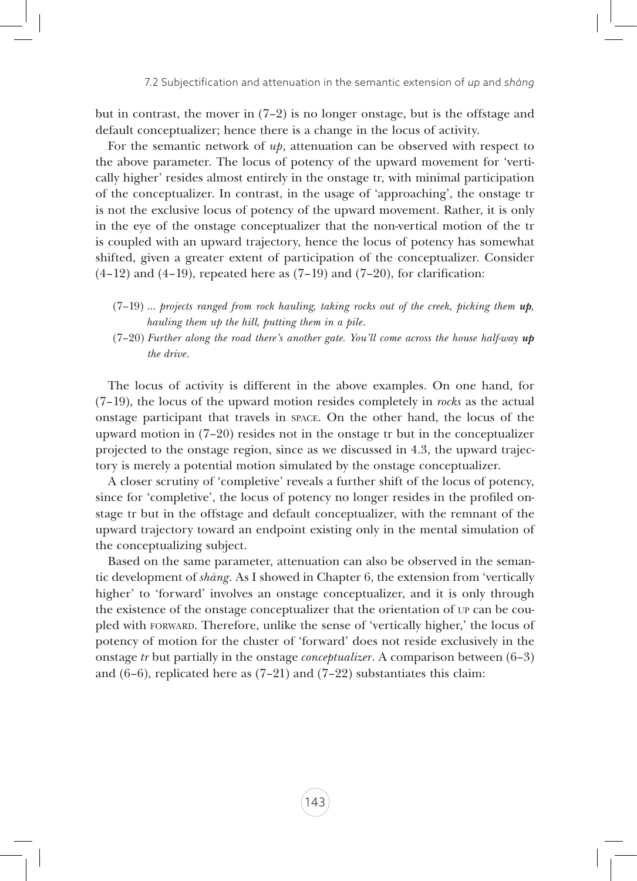but in contrast, the mover in (7–2) is no longer onstage, but is the offstage and default conceptualizer; hence there is a change in the locus of activity.

For the semantic network of *up*, attenuation can be observed with respect to the above parameter. The locus of potency of the upward movement for 'vertically higher' resides almost entirely in the onstage tr, with minimal participation of the conceptualizer. In contrast, in the usage of 'approaching', the onstage tr is not the exclusive locus of potency of the upward movement. Rather, it is only in the eye of the onstage conceptualizer that the non-vertical motion of the tr is coupled with an upward trajectory, hence the locus of potency has somewhat shifted, given a greater extent of participation of the conceptualizer. Consider (4–12) and (4–19), repeated here as (7–19) and (7–20), for clarification:

(7–19) *... projects ranged from rock hauling, taking rocks out of the creek, picking them **up**, hauling them up the hill, putting them in a pile.*

(7–20) *Further along the road there's another gate. You'll come across the house half-way **up** the drive.*

The locus of activity is different in the above examples. On one hand, for (7–19), the locus of the upward motion resides completely in *rocks* as the actual onstage participant that travels in SPACE. On the other hand, the locus of the upward motion in (7–20) resides not in the onstage tr but in the conceptualizer projected to the onstage region, since as we discussed in 4.3, the upward trajectory is merely a potential motion simulated by the onstage conceptualizer.

A closer scrutiny of 'completive' reveals a further shift of the locus of potency, since for 'completive', the locus of potency no longer resides in the profiled onstage tr but in the offstage and default conceptualizer, with the remnant of the upward trajectory toward an endpoint existing only in the mental simulation of the conceptualizing subject.

Based on the same parameter, attenuation can also be observed in the semantic development of *shàng*. As I showed in Chapter 6, the extension from 'vertically higher' to 'forward' involves an onstage conceptualizer, and it is only through the existence of the onstage conceptualizer that the orientation of UP can be coupled with FORWARD. Therefore, unlike the sense of 'vertically higher,' the locus of potency of motion for the cluster of 'forward' does not reside exclusively in the onstage *tr* but partially in the onstage *conceptualizer*. A comparison between (6–3) and (6–6), replicated here as (7–21) and (7–22) substantiates this claim: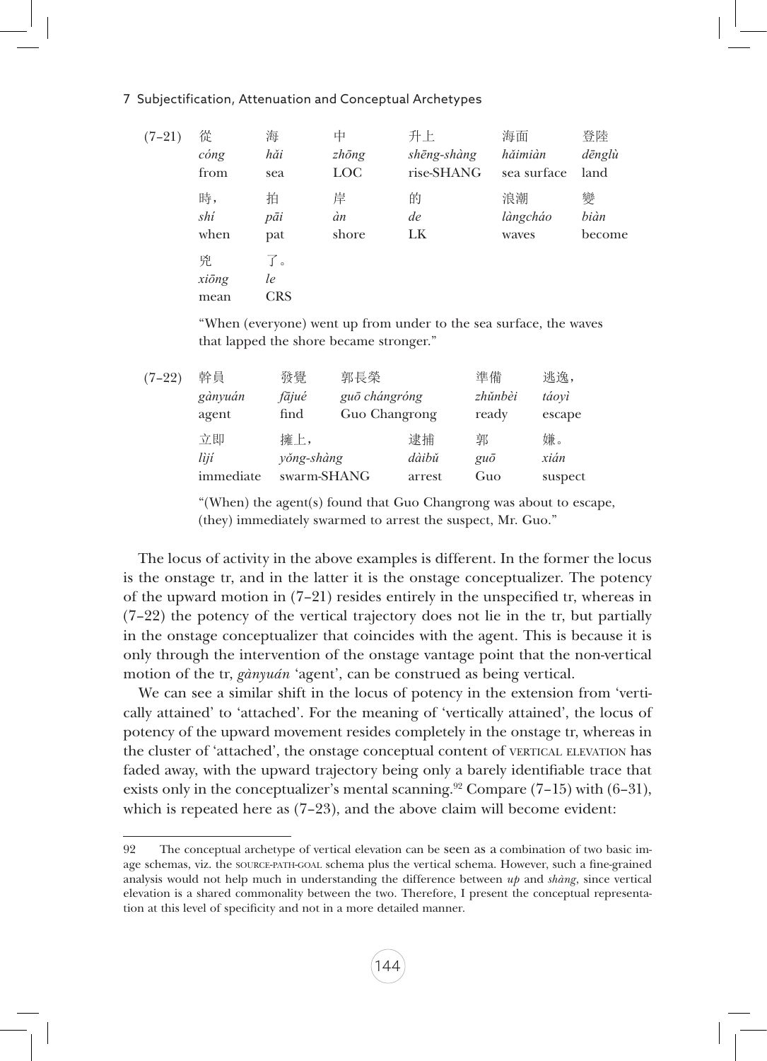(7–21)

| 從 | 海 | 中 | 升上 | 海面 | 登陸 |
|---|---|---|---|---|---|
| *cóng* | *hǎi* | *zhōng* | *shēng-shàng* | *hǎimiàn* | *dēnglù* |
| from | sea | LOC | rise-SHANG | sea surface | land |
| 時， | 拍 | 岸 | 的 | 浪潮 | 變 |
| *shí* | *pāi* | *àn* | *de* | *làngcháo* | *biàn* |
| when | pat | shore | LK | waves | become |
| 兇 | 了。 | | | | |
| *xiōng* | *le* | | | | |
| mean | CRS | | | | |

"When (everyone) went up from under to the sea surface, the waves that lapped the shore became stronger."

(7–22)

| 幹員 | 發覺 | 郭長榮 | 準備 | 逃逸， |
|---|---|---|---|---|
| *gànyuán* | *fājué* | *guō chángróng* | *zhǔnbèi* | *táoyì* |
| agent | find | Guo Changrong | ready | escape |
| 立即 | 擁上， | 逮捕 | 郭 | 嫌。 |
| *lìjí* | *yǒng-shàng* | *dàibǔ* | *guō* | *xián* |
| immediate | swarm-SHANG | arrest | Guo | suspect |

"(When) the agent(s) found that Guo Changrong was about to escape, (they) immediately swarmed to arrest the suspect, Mr. Guo."

The locus of activity in the above examples is different. In the former the locus is the onstage tr, and in the latter it is the onstage conceptualizer. The potency of the upward motion in (7–21) resides entirely in the unspecified tr, whereas in (7–22) the potency of the vertical trajectory does not lie in the tr, but partially in the onstage conceptualizer that coincides with the agent. This is because it is only through the intervention of the onstage vantage point that the non-vertical motion of the tr, *gànyuán* 'agent', can be construed as being vertical.

We can see a similar shift in the locus of potency in the extension from 'vertically attained' to 'attached'. For the meaning of 'vertically attained', the locus of potency of the upward movement resides completely in the onstage tr, whereas in the cluster of 'attached', the onstage conceptual content of VERTICAL ELEVATION has faded away, with the upward trajectory being only a barely identifiable trace that exists only in the conceptualizer's mental scanning.[92] Compare (7–15) with (6–31), which is repeated here as (7–23), and the above claim will become evident:

---

92 The conceptual archetype of vertical elevation can be seen as a combination of two basic image schemas, viz. the SOURCE-PATH-GOAL schema plus the vertical schema. However, such a fine-grained analysis would not help much in understanding the difference between *up* and *shàng*, since vertical elevation is a shared commonality between the two. Therefore, I present the conceptual representation at this level of specificity and not in a more detailed manner.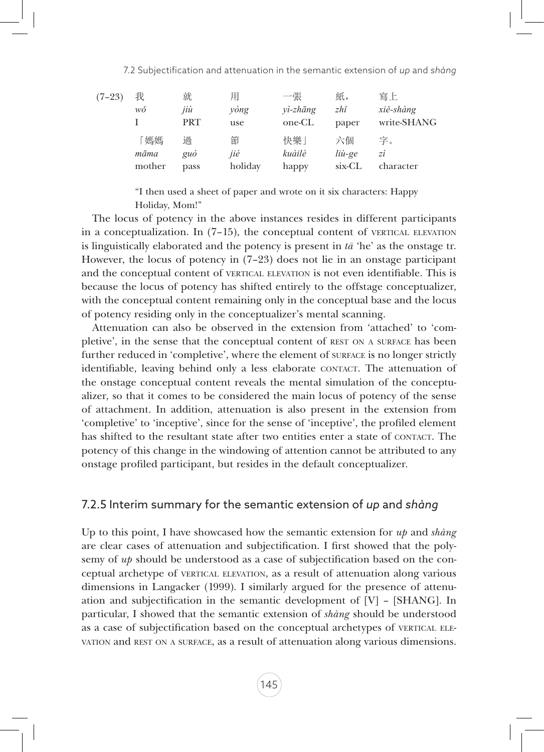(7–23)

| 我 | 就 | 用 | 一張 | 紙， | 寫上 |
|---|---|---|---|---|---|
| *wǒ* | *jiù* | *yòng* | *yì-zhāng* | *zhǐ* | *xiě-shàng* |
| I | PRT | use | one-CL | paper | write-SHANG |
| 「媽媽 | 過 | 節 | 快樂」 | 六個 | 字。 |
| *māma* | *guò* | *jié* | *kuàilè* | *liù-ge* | *zì* |
| mother | pass | holiday | happy | six-CL | character |

"I then used a sheet of paper and wrote on it six characters: Happy Holiday, Mom!"

The locus of potency in the above instances resides in different participants in a conceptualization. In (7–15), the conceptual content of VERTICAL ELEVATION is linguistically elaborated and the potency is present in *tā* 'he' as the onstage tr. However, the locus of potency in (7–23) does not lie in an onstage participant and the conceptual content of VERTICAL ELEVATION is not even identifiable. This is because the locus of potency has shifted entirely to the offstage conceptualizer, with the conceptual content remaining only in the conceptual base and the locus of potency residing only in the conceptualizer's mental scanning.

Attenuation can also be observed in the extension from 'attached' to 'completive', in the sense that the conceptual content of REST ON A SURFACE has been further reduced in 'completive', where the element of SURFACE is no longer strictly identifiable, leaving behind only a less elaborate CONTACT. The attenuation of the onstage conceptual content reveals the mental simulation of the conceptualizer, so that it comes to be considered the main locus of potency of the sense of attachment. In addition, attenuation is also present in the extension from 'completive' to 'inceptive', since for the sense of 'inceptive', the profiled element has shifted to the resultant state after two entities enter a state of CONTACT. The potency of this change in the windowing of attention cannot be attributed to any onstage profiled participant, but resides in the default conceptualizer.

### 7.2.5 Interim summary for the semantic extension of *up* and *shàng*

Up to this point, I have showcased how the semantic extension for *up* and *shàng* are clear cases of attenuation and subjectification. I first showed that the polysemy of *up* should be understood as a case of subjectification based on the conceptual archetype of VERTICAL ELEVATION, as a result of attenuation along various dimensions in Langacker (1999). I similarly argued for the presence of attenuation and subjectification in the semantic development of [V] – [SHANG]. In particular, I showed that the semantic extension of *shàng* should be understood as a case of subjectification based on the conceptual archetypes of VERTICAL ELEVATION and REST ON A SURFACE, as a result of attenuation along various dimensions.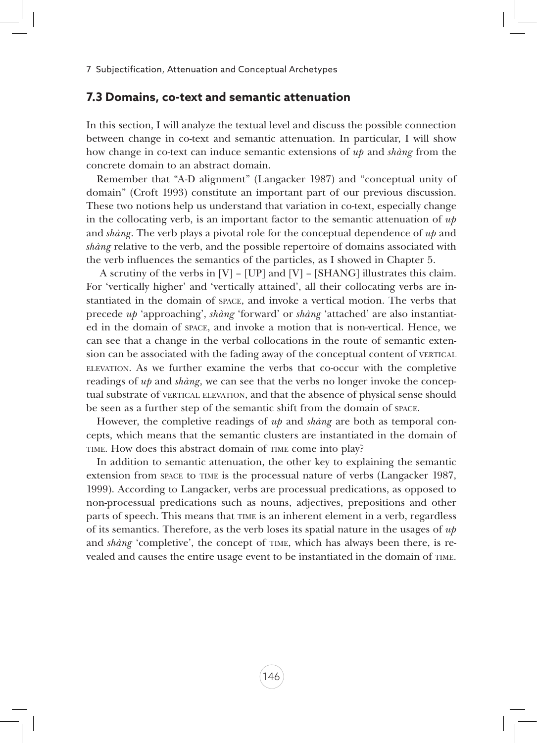## 7.3 Domains, co-text and semantic attenuation

In this section, I will analyze the textual level and discuss the possible connection between change in co-text and semantic attenuation. In particular, I will show how change in co-text can induce semantic extensions of *up* and *shàng* from the concrete domain to an abstract domain.

Remember that "A-D alignment" (Langacker 1987) and "conceptual unity of domain" (Croft 1993) constitute an important part of our previous discussion. These two notions help us understand that variation in co-text, especially change in the collocating verb, is an important factor to the semantic attenuation of *up* and *shàng*. The verb plays a pivotal role for the conceptual dependence of *up* and *shàng* relative to the verb, and the possible repertoire of domains associated with the verb influences the semantics of the particles, as I showed in Chapter 5.

A scrutiny of the verbs in [V] – [UP] and [V] – [SHANG] illustrates this claim. For 'vertically higher' and 'vertically attained', all their collocating verbs are instantiated in the domain of SPACE, and invoke a vertical motion. The verbs that precede *up* 'approaching', *shàng* 'forward' or *shàng* 'attached' are also instantiated in the domain of SPACE, and invoke a motion that is non-vertical. Hence, we can see that a change in the verbal collocations in the route of semantic extension can be associated with the fading away of the conceptual content of VERTICAL ELEVATION. As we further examine the verbs that co-occur with the completive readings of *up* and *shàng*, we can see that the verbs no longer invoke the conceptual substrate of VERTICAL ELEVATION, and that the absence of physical sense should be seen as a further step of the semantic shift from the domain of SPACE.

However, the completive readings of *up* and *shàng* are both as temporal concepts, which means that the semantic clusters are instantiated in the domain of TIME. How does this abstract domain of TIME come into play?

In addition to semantic attenuation, the other key to explaining the semantic extension from SPACE to TIME is the processual nature of verbs (Langacker 1987, 1999). According to Langacker, verbs are processual predications, as opposed to non-processual predications such as nouns, adjectives, prepositions and other parts of speech. This means that TIME is an inherent element in a verb, regardless of its semantics. Therefore, as the verb loses its spatial nature in the usages of *up* and *shàng* 'completive', the concept of TIME, which has always been there, is revealed and causes the entire usage event to be instantiated in the domain of TIME.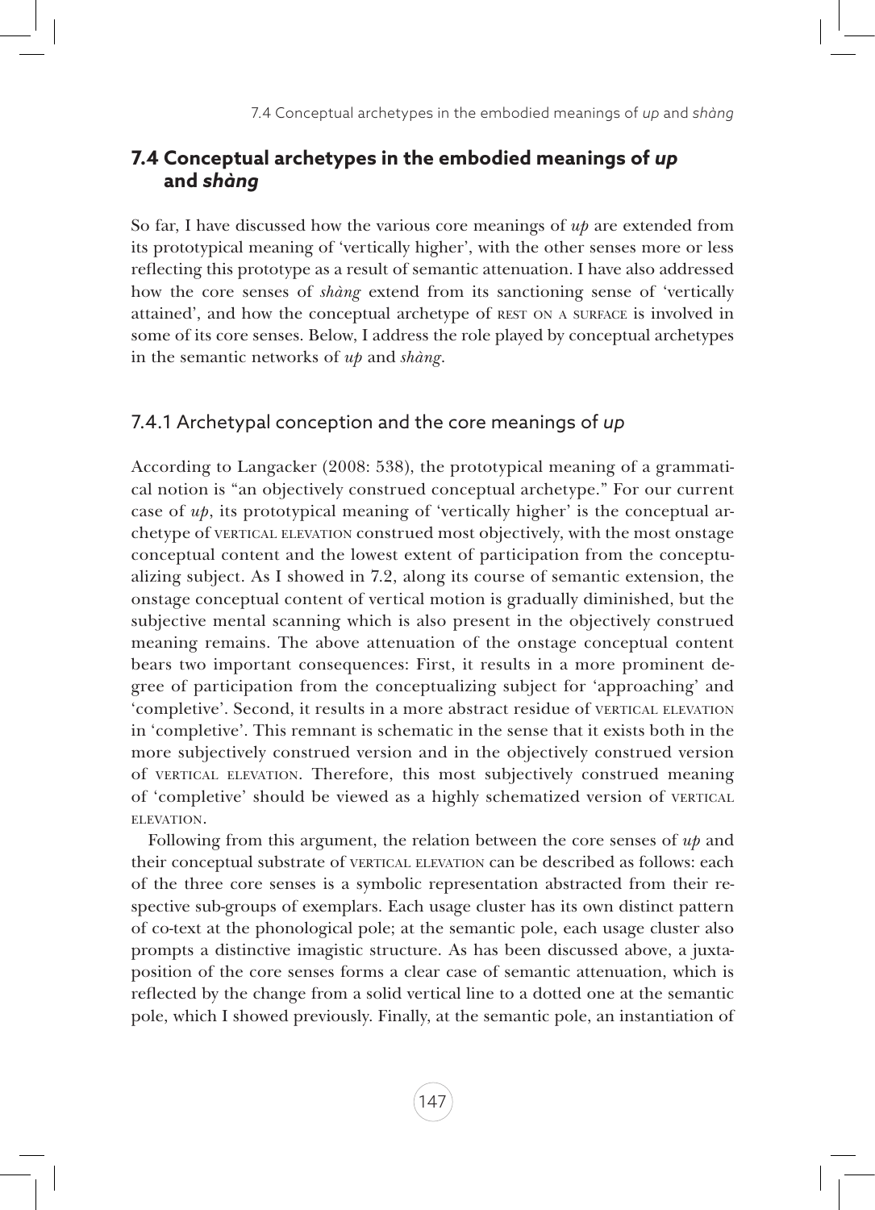## 7.4 Conceptual archetypes in the embodied meanings of *up* and *shàng*

So far, I have discussed how the various core meanings of *up* are extended from its prototypical meaning of 'vertically higher', with the other senses more or less reflecting this prototype as a result of semantic attenuation. I have also addressed how the core senses of *shàng* extend from its sanctioning sense of 'vertically attained', and how the conceptual archetype of REST ON A SURFACE is involved in some of its core senses. Below, I address the role played by conceptual archetypes in the semantic networks of *up* and *shàng*.

### 7.4.1 Archetypal conception and the core meanings of *up*

According to Langacker (2008: 538), the prototypical meaning of a grammatical notion is "an objectively construed conceptual archetype." For our current case of *up*, its prototypical meaning of 'vertically higher' is the conceptual archetype of VERTICAL ELEVATION construed most objectively, with the most onstage conceptual content and the lowest extent of participation from the conceptualizing subject. As I showed in 7.2, along its course of semantic extension, the onstage conceptual content of vertical motion is gradually diminished, but the subjective mental scanning which is also present in the objectively construed meaning remains. The above attenuation of the onstage conceptual content bears two important consequences: First, it results in a more prominent degree of participation from the conceptualizing subject for 'approaching' and 'completive'. Second, it results in a more abstract residue of VERTICAL ELEVATION in 'completive'. This remnant is schematic in the sense that it exists both in the more subjectively construed version and in the objectively construed version of VERTICAL ELEVATION. Therefore, this most subjectively construed meaning of 'completive' should be viewed as a highly schematized version of VERTICAL ELEVATION.

Following from this argument, the relation between the core senses of *up* and their conceptual substrate of VERTICAL ELEVATION can be described as follows: each of the three core senses is a symbolic representation abstracted from their respective sub-groups of exemplars. Each usage cluster has its own distinct pattern of co-text at the phonological pole; at the semantic pole, each usage cluster also prompts a distinctive imagistic structure. As has been discussed above, a juxtaposition of the core senses forms a clear case of semantic attenuation, which is reflected by the change from a solid vertical line to a dotted one at the semantic pole, which I showed previously. Finally, at the semantic pole, an instantiation of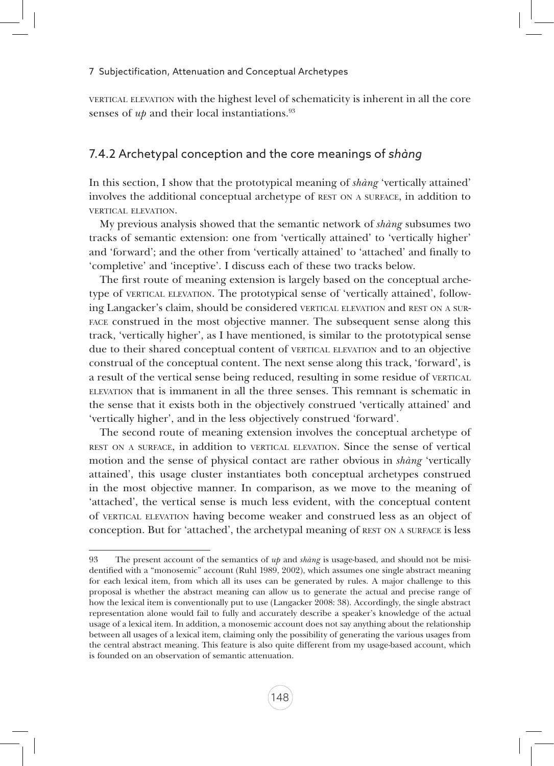VERTICAL ELEVATION with the highest level of schematicity is inherent in all the core senses of *up* and their local instantiations.[93]

### 7.4.2 Archetypal conception and the core meanings of *shàng*

In this section, I show that the prototypical meaning of *shàng* 'vertically attained' involves the additional conceptual archetype of REST ON A SURFACE, in addition to VERTICAL ELEVATION.

My previous analysis showed that the semantic network of *shàng* subsumes two tracks of semantic extension: one from 'vertically attained' to 'vertically higher' and 'forward'; and the other from 'vertically attained' to 'attached' and finally to 'completive' and 'inceptive'. I discuss each of these two tracks below.

The first route of meaning extension is largely based on the conceptual archetype of VERTICAL ELEVATION. The prototypical sense of 'vertically attained', following Langacker's claim, should be considered VERTICAL ELEVATION and REST ON A SURFACE construed in the most objective manner. The subsequent sense along this track, 'vertically higher', as I have mentioned, is similar to the prototypical sense due to their shared conceptual content of VERTICAL ELEVATION and to an objective construal of the conceptual content. The next sense along this track, 'forward', is a result of the vertical sense being reduced, resulting in some residue of VERTICAL ELEVATION that is immanent in all the three senses. This remnant is schematic in the sense that it exists both in the objectively construed 'vertically attained' and 'vertically higher', and in the less objectively construed 'forward'.

The second route of meaning extension involves the conceptual archetype of REST ON A SURFACE, in addition to VERTICAL ELEVATION. Since the sense of vertical motion and the sense of physical contact are rather obvious in *shàng* 'vertically attained', this usage cluster instantiates both conceptual archetypes construed in the most objective manner. In comparison, as we move to the meaning of 'attached', the vertical sense is much less evident, with the conceptual content of VERTICAL ELEVATION having become weaker and construed less as an object of conception. But for 'attached', the archetypal meaning of REST ON A SURFACE is less

---

93 The present account of the semantics of *up* and *shàng* is usage-based, and should not be misidentified with a "monosemic" account (Ruhl 1989, 2002), which assumes one single abstract meaning for each lexical item, from which all its uses can be generated by rules. A major challenge to this proposal is whether the abstract meaning can allow us to generate the actual and precise range of how the lexical item is conventionally put to use (Langacker 2008: 38). Accordingly, the single abstract representation alone would fail to fully and accurately describe a speaker's knowledge of the actual usage of a lexical item. In addition, a monosemic account does not say anything about the relationship between all usages of a lexical item, claiming only the possibility of generating the various usages from the central abstract meaning. This feature is also quite different from my usage-based account, which is founded on an observation of semantic attenuation.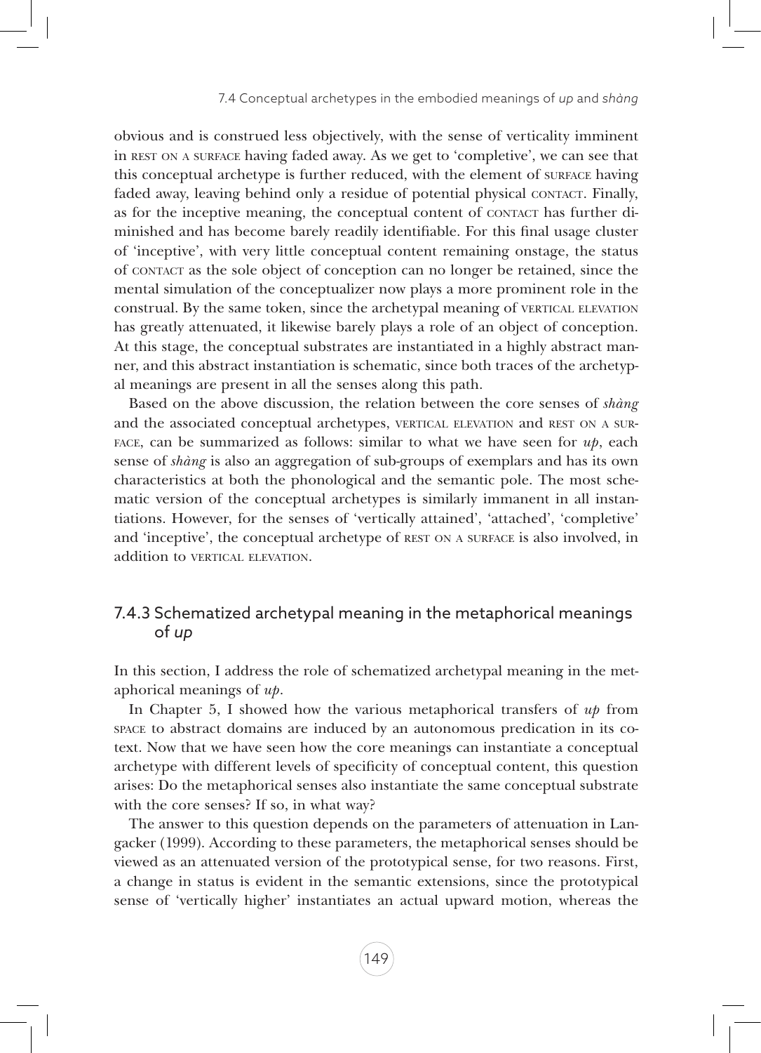obvious and is construed less objectively, with the sense of verticality imminent in REST ON A SURFACE having faded away. As we get to 'completive', we can see that this conceptual archetype is further reduced, with the element of SURFACE having faded away, leaving behind only a residue of potential physical CONTACT. Finally, as for the inceptive meaning, the conceptual content of CONTACT has further diminished and has become barely readily identifiable. For this final usage cluster of 'inceptive', with very little conceptual content remaining onstage, the status of CONTACT as the sole object of conception can no longer be retained, since the mental simulation of the conceptualizer now plays a more prominent role in the construal. By the same token, since the archetypal meaning of VERTICAL ELEVATION has greatly attenuated, it likewise barely plays a role of an object of conception. At this stage, the conceptual substrates are instantiated in a highly abstract manner, and this abstract instantiation is schematic, since both traces of the archetypal meanings are present in all the senses along this path.

Based on the above discussion, the relation between the core senses of *shàng* and the associated conceptual archetypes, VERTICAL ELEVATION and REST ON A SURFACE, can be summarized as follows: similar to what we have seen for *up*, each sense of *shàng* is also an aggregation of sub-groups of exemplars and has its own characteristics at both the phonological and the semantic pole. The most schematic version of the conceptual archetypes is similarly immanent in all instantiations. However, for the senses of 'vertically attained', 'attached', 'completive' and 'inceptive', the conceptual archetype of REST ON A SURFACE is also involved, in addition to VERTICAL ELEVATION.

### 7.4.3 Schematized archetypal meaning in the metaphorical meanings of *up*

In this section, I address the role of schematized archetypal meaning in the metaphorical meanings of *up*.

In Chapter 5, I showed how the various metaphorical transfers of *up* from SPACE to abstract domains are induced by an autonomous predication in its cotext. Now that we have seen how the core meanings can instantiate a conceptual archetype with different levels of specificity of conceptual content, this question arises: Do the metaphorical senses also instantiate the same conceptual substrate with the core senses? If so, in what way?

The answer to this question depends on the parameters of attenuation in Langacker (1999). According to these parameters, the metaphorical senses should be viewed as an attenuated version of the prototypical sense, for two reasons. First, a change in status is evident in the semantic extensions, since the prototypical sense of 'vertically higher' instantiates an actual upward motion, whereas the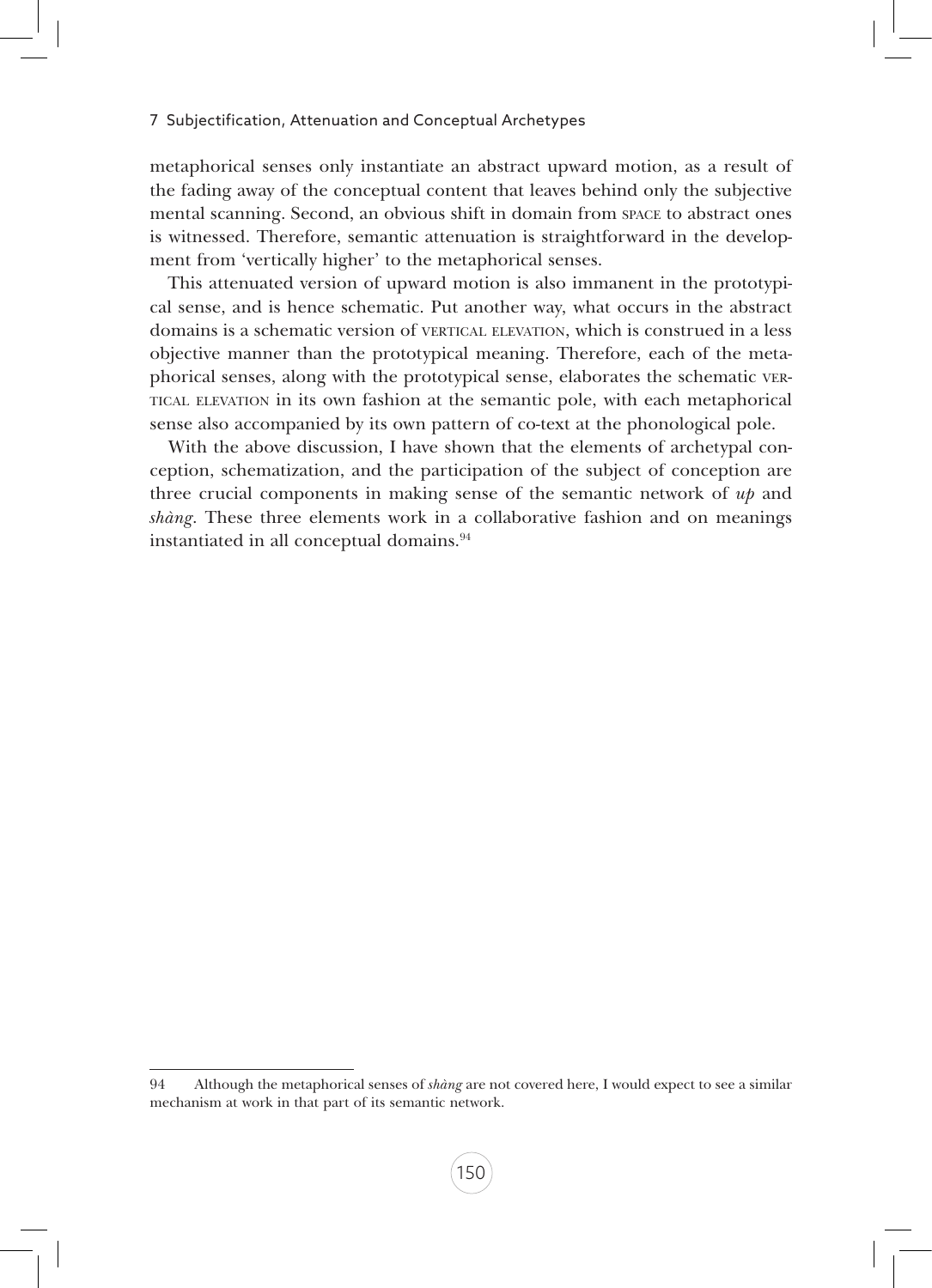metaphorical senses only instantiate an abstract upward motion, as a result of the fading away of the conceptual content that leaves behind only the subjective mental scanning. Second, an obvious shift in domain from SPACE to abstract ones is witnessed. Therefore, semantic attenuation is straightforward in the development from 'vertically higher' to the metaphorical senses.

This attenuated version of upward motion is also immanent in the prototypical sense, and is hence schematic. Put another way, what occurs in the abstract domains is a schematic version of VERTICAL ELEVATION, which is construed in a less objective manner than the prototypical meaning. Therefore, each of the metaphorical senses, along with the prototypical sense, elaborates the schematic VERTICAL ELEVATION in its own fashion at the semantic pole, with each metaphorical sense also accompanied by its own pattern of co-text at the phonological pole.

With the above discussion, I have shown that the elements of archetypal conception, schematization, and the participation of the subject of conception are three crucial components in making sense of the semantic network of *up* and *shàng*. These three elements work in a collaborative fashion and on meanings instantiated in all conceptual domains.[94]

---

94 Although the metaphorical senses of *shàng* are not covered here, I would expect to see a similar mechanism at work in that part of its semantic network.